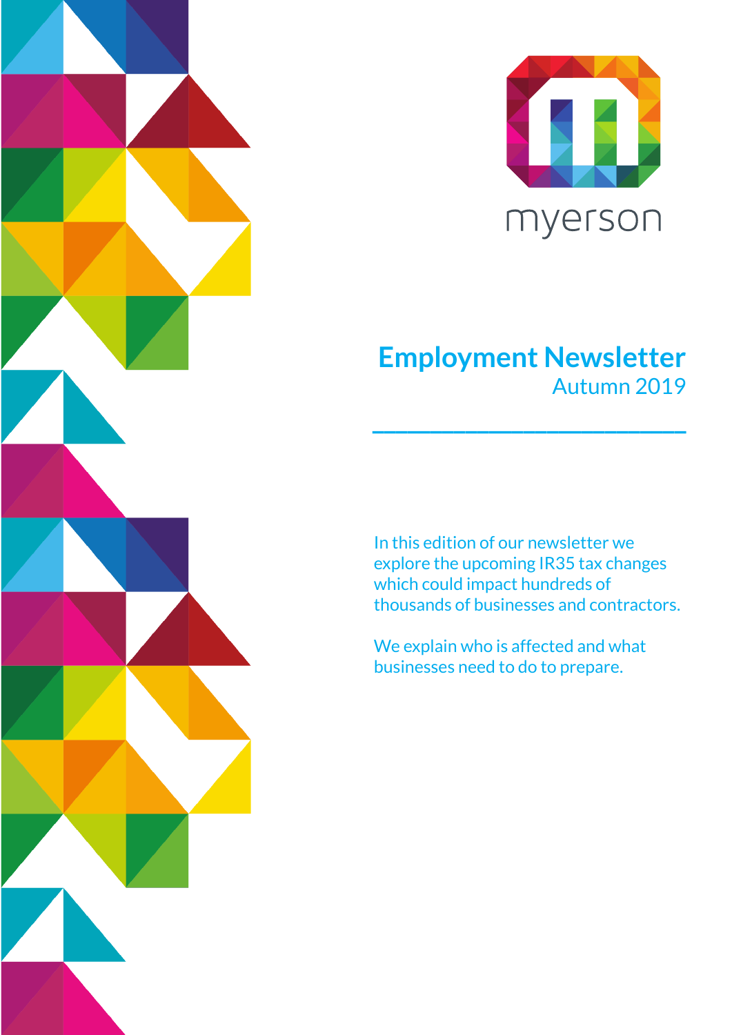myerson

# Employment Newsletter

Autumn 2019

In this edition of our newsletter we explore the upcoming IR35 tax changes which could impact hundreds of thousands of businesses and contractors.

We explain who is affected and what businesses need to do to prepare.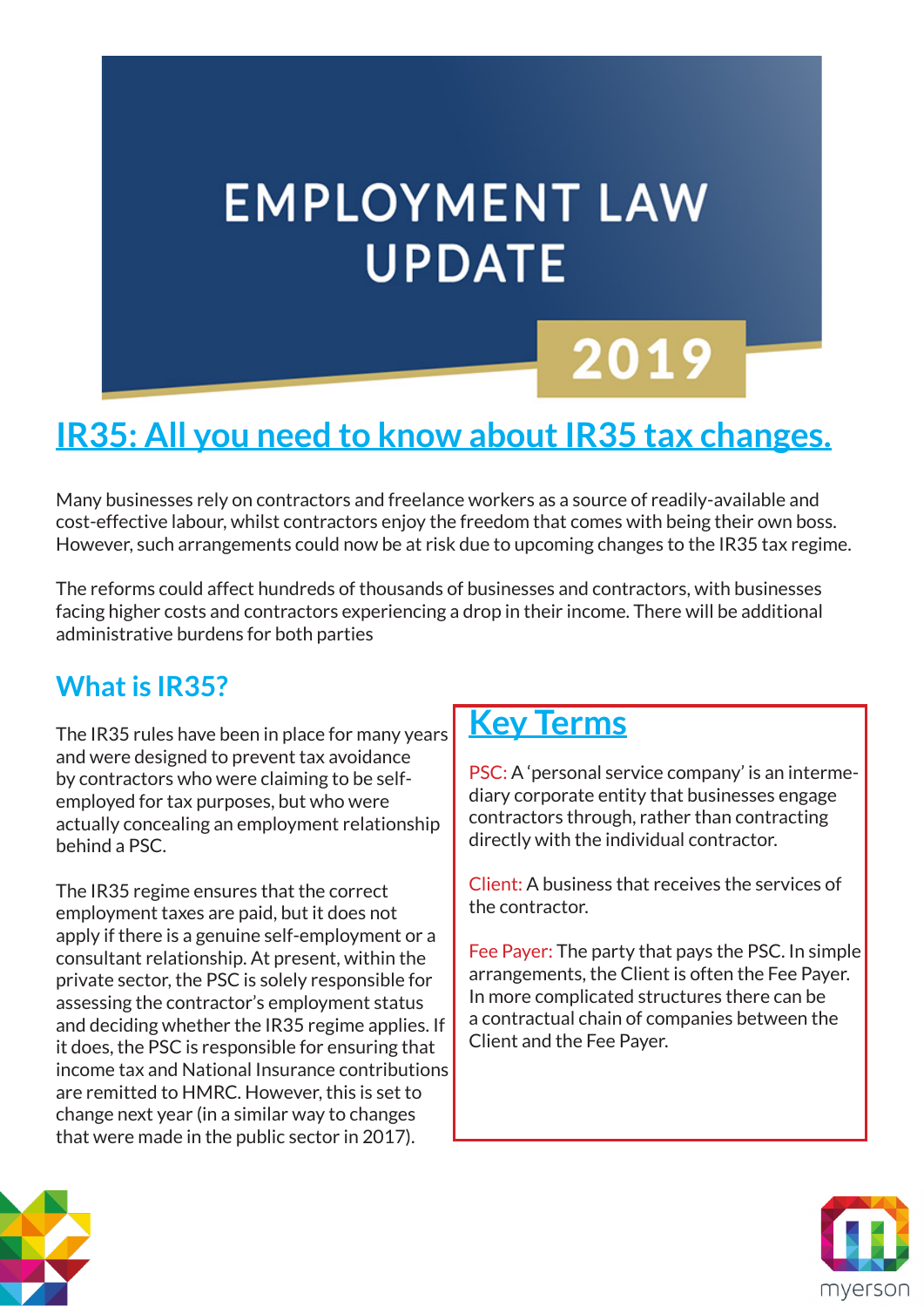# EMPLOYMENT LAW UPDATE

2019

## IR35: All you need to know about IR35 tax changes.

Many businesses rely on contractors and freelance workers as a source of readily-available and cost-effective labour, whilst contractors enjoy the freedom that comes with being their own boss. However, such arrangements could now be at risk due to upcoming changes to the IR35 tax regime.

The reforms could affect hundreds of thousands of businesses and contractors, with businesses facing higher costs and contractors experiencing a drop in their income. There will be additional administrative burdens for both parties

### What is IR35?

The IR35 rules have been in place for many years and were designed to prevent tax avoidance by contractors who were claiming to be self-employed for tax purposes, but who were actually concealing an employment relationship behind a PSC.

The IR35 regime ensures that the correct employment taxes are paid, but it does not apply if there is a genuine self-employment or a consultant relationship. At present, within the private sector, the PSC is solely responsible for assessing the contractor's employment status and deciding whether the IR35 regime applies. If it does, the PSC is responsible for ensuring that income tax and National Insurance contributions are remitted to HMRC. However, this is set to change next year (in a similar way to changes that were made in the public sector in 2017).

### Key Terms

PSC: A 'personal service company' is an intermediary corporate entity that businesses engage contractors through, rather than contracting directly with the individual contractor.

Client: A business that receives the services of the contractor.

Fee Payer: The party that pays the PSC. In simple arrangements, the Client is often the Fee Payer. In more complicated structures there can be a contractual chain of companies between the Client and the Fee Payer.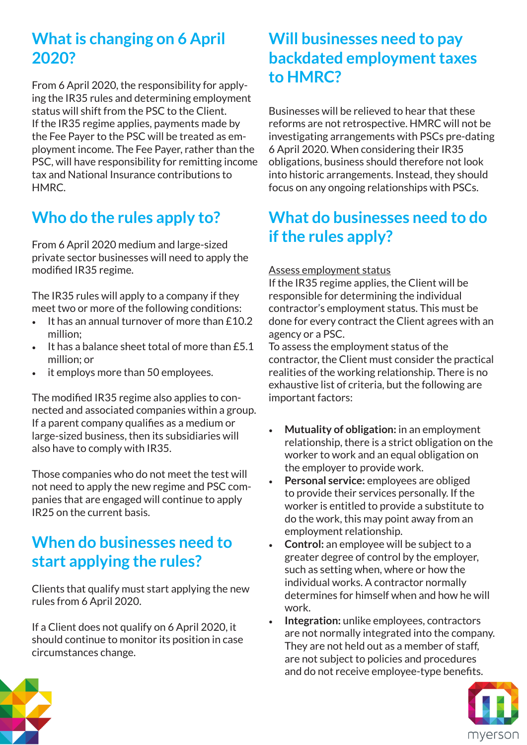## What is changing on 6 April 2020?

From 6 April 2020, the responsibility for applying the IR35 rules and determining employment status will shift from the PSC to the Client. If the IR35 regime applies, payments made by the Fee Payer to the PSC will be treated as employment income. The Fee Payer, rather than the PSC, will have responsibility for remitting income tax and National Insurance contributions to HMRC.

## Who do the rules apply to?

From 6 April 2020 medium and large-sized private sector businesses will need to apply the modified IR35 regime.

The IR35 rules will apply to a company if they meet two or more of the following conditions:

- It has an annual turnover of more than £10.2 million;
- It has a balance sheet total of more than £5.1 million; or
- it employs more than 50 employees.

The modified IR35 regime also applies to connected and associated companies within a group. If a parent company qualifies as a medium or large-sized business, then its subsidiaries will also have to comply with IR35.

Those companies who do not meet the test will not need to apply the new regime and PSC companies that are engaged will continue to apply IR25 on the current basis.

## When do businesses need to start applying the rules?

Clients that qualify must start applying the new rules from 6 April 2020.

If a Client does not qualify on 6 April 2020, it should continue to monitor its position in case circumstances change.

## Will businesses need to pay backdated employment taxes to HMRC?

Businesses will be relieved to hear that these reforms are not retrospective. HMRC will not be investigating arrangements with PSCs pre-dating 6 April 2020. When considering their IR35 obligations, business should therefore not look into historic arrangements. Instead, they should focus on any ongoing relationships with PSCs.

## What do businesses need to do if the rules apply?

Assess employment status

If the IR35 regime applies, the Client will be responsible for determining the individual contractor's employment status. This must be done for every contract the Client agrees with an agency or a PSC.

To assess the employment status of the contractor, the Client must consider the practical realities of the working relationship. There is no exhaustive list of criteria, but the following are important factors:

- **Mutuality of obligation:** in an employment relationship, there is a strict obligation on the worker to work and an equal obligation on the employer to provide work.
- **Personal service:** employees are obliged to provide their services personally. If the worker is entitled to provide a substitute to do the work, this may point away from an employment relationship.
- **Control:** an employee will be subject to a greater degree of control by the employer, such as setting when, where or how the individual works. A contractor normally determines for himself when and how he will work.
- **Integration:** unlike employees, contractors are not normally integrated into the company. They are not held out as a member of staff, are not subject to policies and procedures and do not receive employee-type benefits.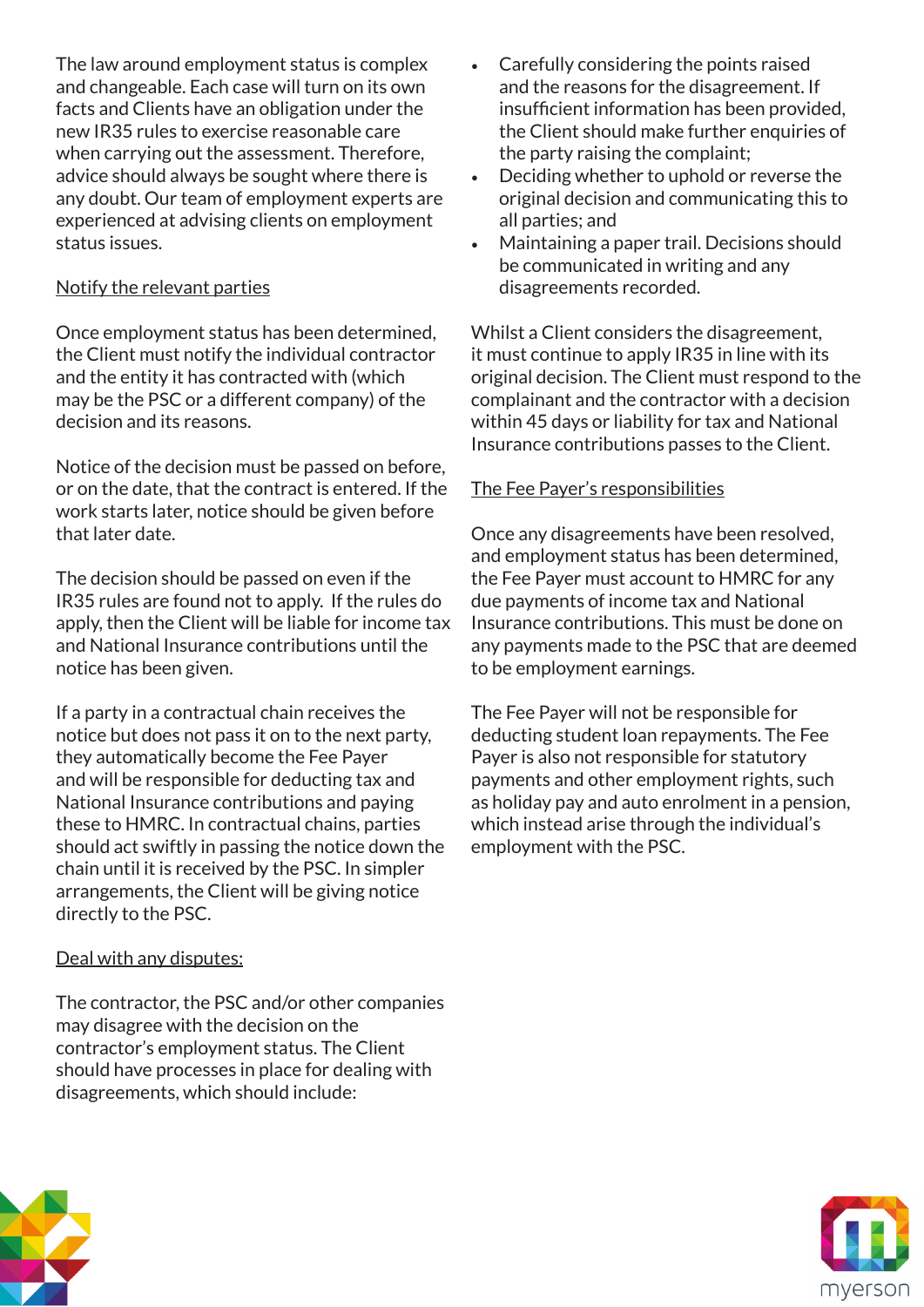The law around employment status is complex and changeable. Each case will turn on its own facts and Clients have an obligation under the new IR35 rules to exercise reasonable care when carrying out the assessment. Therefore, advice should always be sought where there is any doubt. Our team of employment experts are experienced at advising clients on employment status issues.

<u>Notify the relevant parties</u>

Once employment status has been determined, the Client must notify the individual contractor and the entity it has contracted with (which may be the PSC or a different company) of the decision and its reasons.

Notice of the decision must be passed on before, or on the date, that the contract is entered. If the work starts later, notice should be given before that later date.

The decision should be passed on even if the IR35 rules are found not to apply. If the rules do apply, then the Client will be liable for income tax and National Insurance contributions until the notice has been given.

If a party in a contractual chain receives the notice but does not pass it on to the next party, they automatically become the Fee Payer and will be responsible for deducting tax and National Insurance contributions and paying these to HMRC. In contractual chains, parties should act swiftly in passing the notice down the chain until it is received by the PSC. In simpler arrangements, the Client will be giving notice directly to the PSC.

<u>Deal with any disputes:</u>

The contractor, the PSC and/or other companies may disagree with the decision on the contractor's employment status. The Client should have processes in place for dealing with disagreements, which should include:

- Carefully considering the points raised and the reasons for the disagreement. If insufficient information has been provided, the Client should make further enquiries of the party raising the complaint;
- Deciding whether to uphold or reverse the original decision and communicating this to all parties; and
- Maintaining a paper trail. Decisions should be communicated in writing and any disagreements recorded.

Whilst a Client considers the disagreement, it must continue to apply IR35 in line with its original decision. The Client must respond to the complainant and the contractor with a decision within 45 days or liability for tax and National Insurance contributions passes to the Client.

<u>The Fee Payer's responsibilities</u>

Once any disagreements have been resolved, and employment status has been determined, the Fee Payer must account to HMRC for any due payments of income tax and National Insurance contributions. This must be done on any payments made to the PSC that are deemed to be employment earnings.

The Fee Payer will not be responsible for deducting student loan repayments. The Fee Payer is also not responsible for statutory payments and other employment rights, such as holiday pay and auto enrolment in a pension, which instead arise through the individual's employment with the PSC.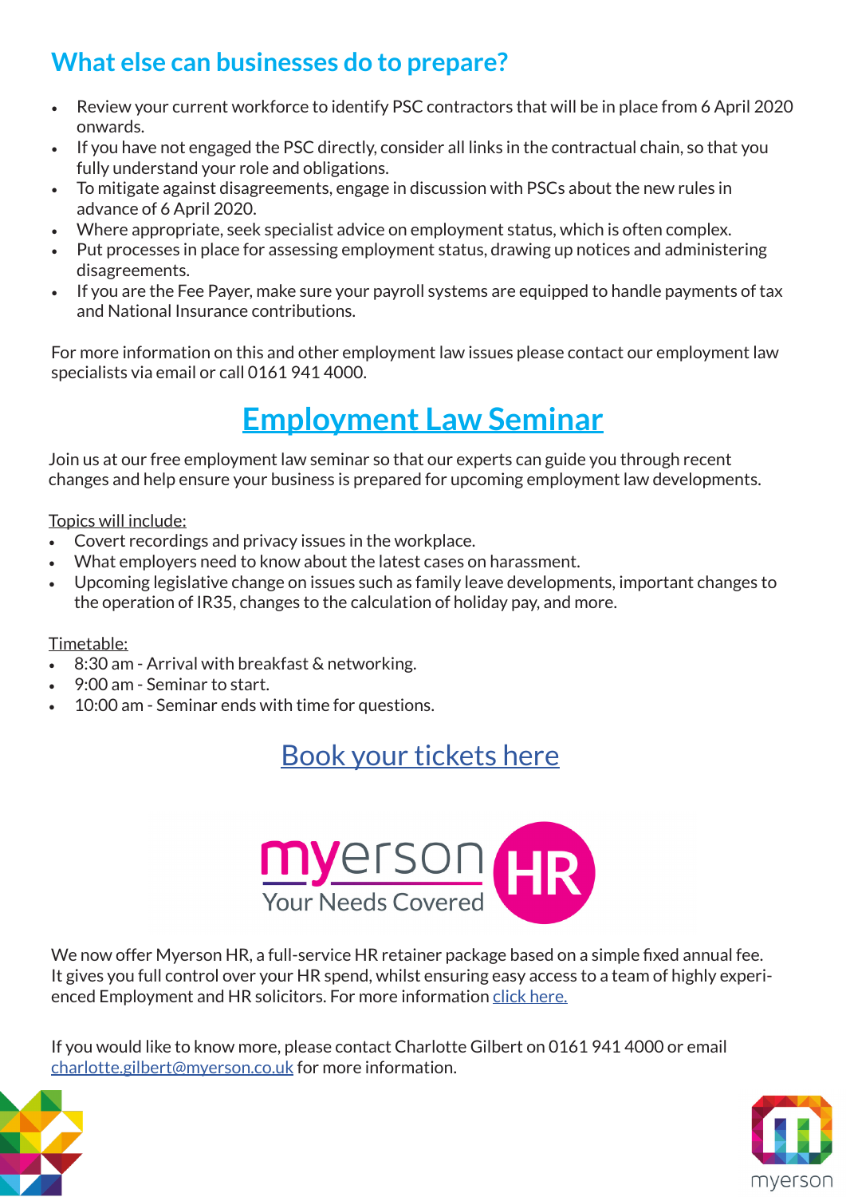## What else can businesses do to prepare?

- Review your current workforce to identify PSC contractors that will be in place from 6 April 2020 onwards.
- If you have not engaged the PSC directly, consider all links in the contractual chain, so that you fully understand your role and obligations.
- To mitigate against disagreements, engage in discussion with PSCs about the new rules in advance of 6 April 2020.
- Where appropriate, seek specialist advice on employment status, which is often complex.
- Put processes in place for assessing employment status, drawing up notices and administering disagreements.
- If you are the Fee Payer, make sure your payroll systems are equipped to handle payments of tax and National Insurance contributions.

For more information on this and other employment law issues please contact our employment law specialists via email or call 0161 941 4000.

# Employment Law Seminar

Join us at our free employment law seminar so that our experts can guide you through recent changes and help ensure your business is prepared for upcoming employment law developments.

Topics will include:

- Covert recordings and privacy issues in the workplace.
- What employers need to know about the latest cases on harassment.
- Upcoming legislative change on issues such as family leave developments, important changes to the operation of IR35, changes to the calculation of holiday pay, and more.

Timetable:

- 8:30 am - Arrival with breakfast & networking.
- 9:00 am - Seminar to start.
- 10:00 am - Seminar ends with time for questions.

Book your tickets here

myerson HR
Your Needs Covered

We now offer Myerson HR, a full-service HR retainer package based on a simple fixed annual fee. It gives you full control over your HR spend, whilst ensuring easy access to a team of highly experienced Employment and HR solicitors. For more information click here.

If you would like to know more, please contact Charlotte Gilbert on 0161 941 4000 or email charlotte.gilbert@myerson.co.uk for more information.

myerson